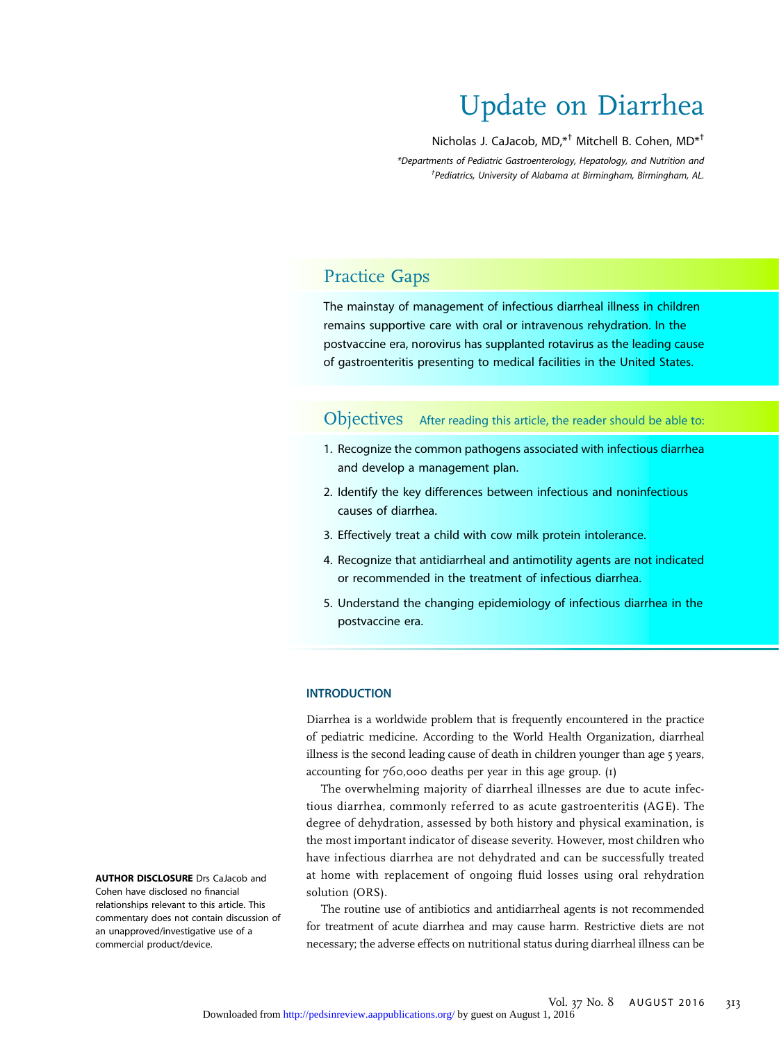# Update on Diarrhea

Nicholas J. CaJacob, MD,*† Mitchell B. Cohen, MD*†

*Departments of Pediatric Gastroenterology, Hepatology, and Nutrition and †Pediatrics, University of Alabama at Birmingham, Birmingham, AL.

## Practice Gaps

The mainstay of management of infectious diarrheal illness in children remains supportive care with oral or intravenous rehydration. In the postvaccine era, norovirus has supplanted rotavirus as the leading cause of gastroenteritis presenting to medical facilities in the United States.

## Objectives

After reading this article, the reader should be able to:

1. Recognize the common pathogens associated with infectious diarrhea and develop a management plan.
2. Identify the key differences between infectious and noninfectious causes of diarrhea.
3. Effectively treat a child with cow milk protein intolerance.
4. Recognize that antidiarrheal and antimotility agents are not indicated or recommended in the treatment of infectious diarrhea.
5. Understand the changing epidemiology of infectious diarrhea in the postvaccine era.

**AUTHOR DISCLOSURE** Drs CaJacob and Cohen have disclosed no financial relationships relevant to this article. This commentary does not contain discussion of an unapproved/investigative use of a commercial product/device.

### INTRODUCTION

Diarrhea is a worldwide problem that is frequently encountered in the practice of pediatric medicine. According to the World Health Organization, diarrheal illness is the second leading cause of death in children younger than age 5 years, accounting for 760,000 deaths per year in this age group. (1)

The overwhelming majority of diarrheal illnesses are due to acute infectious diarrhea, commonly referred to as acute gastroenteritis (AGE). The degree of dehydration, assessed by both history and physical examination, is the most important indicator of disease severity. However, most children who have infectious diarrhea are not dehydrated and can be successfully treated at home with replacement of ongoing fluid losses using oral rehydration solution (ORS).

The routine use of antibiotics and antidiarrheal agents is not recommended for treatment of acute diarrhea and may cause harm. Restrictive diets are not necessary; the adverse effects on nutritional status during diarrheal illness can be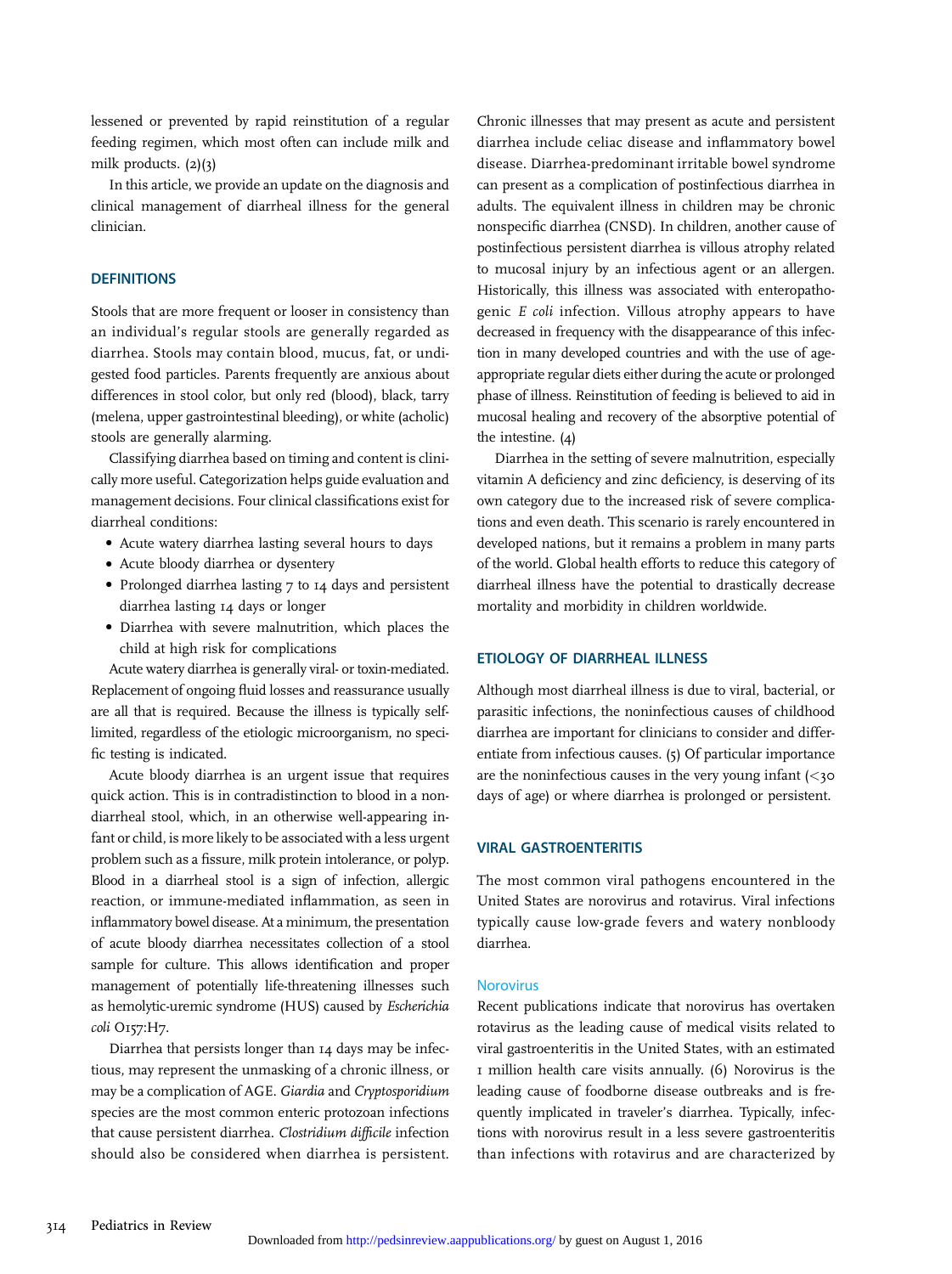lessened or prevented by rapid reinstitution of a regular feeding regimen, which most often can include milk and milk products. (2)(3)

In this article, we provide an update on the diagnosis and clinical management of diarrheal illness for the general clinician.

## DEFINITIONS

Stools that are more frequent or looser in consistency than an individual's regular stools are generally regarded as diarrhea. Stools may contain blood, mucus, fat, or undigested food particles. Parents frequently are anxious about differences in stool color, but only red (blood), black, tarry (melena, upper gastrointestinal bleeding), or white (acholic) stools are generally alarming.

Classifying diarrhea based on timing and content is clinically more useful. Categorization helps guide evaluation and management decisions. Four clinical classifications exist for diarrheal conditions:

- Acute watery diarrhea lasting several hours to days
- Acute bloody diarrhea or dysentery
- Prolonged diarrhea lasting 7 to 14 days and persistent diarrhea lasting 14 days or longer
- Diarrhea with severe malnutrition, which places the child at high risk for complications

Acute watery diarrhea is generally viral- or toxin-mediated. Replacement of ongoing fluid losses and reassurance usually are all that is required. Because the illness is typically self-limited, regardless of the etiologic microorganism, no specific testing is indicated.

Acute bloody diarrhea is an urgent issue that requires quick action. This is in contradistinction to blood in a nondiarrheal stool, which, in an otherwise well-appearing infant or child, is more likely to be associated with a less urgent problem such as a fissure, milk protein intolerance, or polyp. Blood in a diarrheal stool is a sign of infection, allergic reaction, or immune-mediated inflammation, as seen in inflammatory bowel disease. At a minimum, the presentation of acute bloody diarrhea necessitates collection of a stool sample for culture. This allows identification and proper management of potentially life-threatening illnesses such as hemolytic-uremic syndrome (HUS) caused by *Escherichia coli* O157:H7.

Diarrhea that persists longer than 14 days may be infectious, may represent the unmasking of a chronic illness, or may be a complication of AGE. *Giardia* and *Cryptosporidium* species are the most common enteric protozoan infections that cause persistent diarrhea. *Clostridium difficile* infection should also be considered when diarrhea is persistent. Chronic illnesses that may present as acute and persistent diarrhea include celiac disease and inflammatory bowel disease. Diarrhea-predominant irritable bowel syndrome can present as a complication of postinfectious diarrhea in adults. The equivalent illness in children may be chronic nonspecific diarrhea (CNSD). In children, another cause of postinfectious persistent diarrhea is villous atrophy related to mucosal injury by an infectious agent or an allergen. Historically, this illness was associated with enteropathogenic *E coli* infection. Villous atrophy appears to have decreased in frequency with the disappearance of this infection in many developed countries and with the use of age-appropriate regular diets either during the acute or prolonged phase of illness. Reinstitution of feeding is believed to aid in mucosal healing and recovery of the absorptive potential of the intestine. (4)

Diarrhea in the setting of severe malnutrition, especially vitamin A deficiency and zinc deficiency, is deserving of its own category due to the increased risk of severe complications and even death. This scenario is rarely encountered in developed nations, but it remains a problem in many parts of the world. Global health efforts to reduce this category of diarrheal illness have the potential to drastically decrease mortality and morbidity in children worldwide.

## ETIOLOGY OF DIARRHEAL ILLNESS

Although most diarrheal illness is due to viral, bacterial, or parasitic infections, the noninfectious causes of childhood diarrhea are important for clinicians to consider and differentiate from infectious causes. (5) Of particular importance are the noninfectious causes in the very young infant (<30 days of age) or where diarrhea is prolonged or persistent.

## VIRAL GASTROENTERITIS

The most common viral pathogens encountered in the United States are norovirus and rotavirus. Viral infections typically cause low-grade fevers and watery nonbloody diarrhea.

### Norovirus

Recent publications indicate that norovirus has overtaken rotavirus as the leading cause of medical visits related to viral gastroenteritis in the United States, with an estimated 1 million health care visits annually. (6) Norovirus is the leading cause of foodborne disease outbreaks and is frequently implicated in traveler's diarrhea. Typically, infections with norovirus result in a less severe gastroenteritis than infections with rotavirus and are characterized by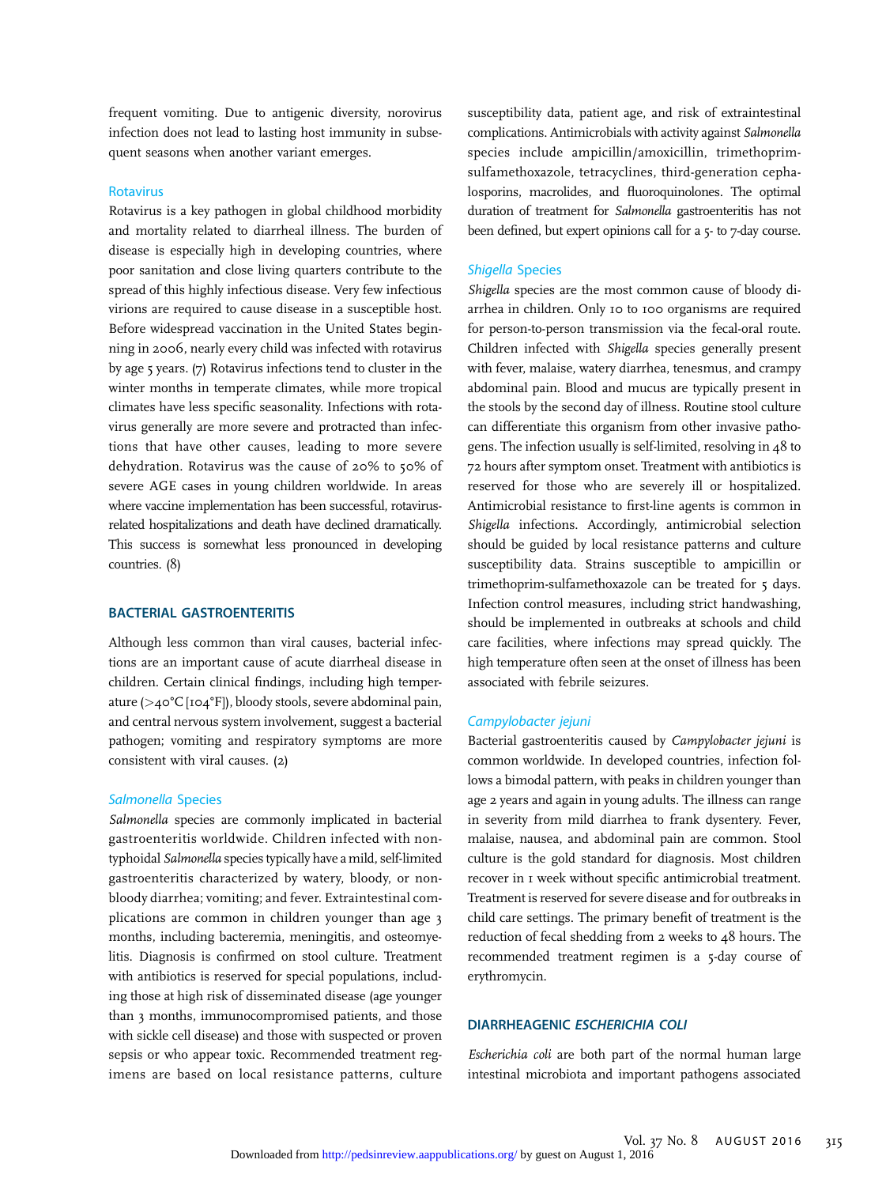frequent vomiting. Due to antigenic diversity, norovirus infection does not lead to lasting host immunity in subsequent seasons when another variant emerges.

### Rotavirus

Rotavirus is a key pathogen in global childhood morbidity and mortality related to diarrheal illness. The burden of disease is especially high in developing countries, where poor sanitation and close living quarters contribute to the spread of this highly infectious disease. Very few infectious virions are required to cause disease in a susceptible host. Before widespread vaccination in the United States beginning in 2006, nearly every child was infected with rotavirus by age 5 years. (7) Rotavirus infections tend to cluster in the winter months in temperate climates, while more tropical climates have less specific seasonality. Infections with rotavirus generally are more severe and protracted than infections that have other causes, leading to more severe dehydration. Rotavirus was the cause of 20% to 50% of severe AGE cases in young children worldwide. In areas where vaccine implementation has been successful, rotavirus-related hospitalizations and death have declined dramatically. This success is somewhat less pronounced in developing countries. (8)

## BACTERIAL GASTROENTERITIS

Although less common than viral causes, bacterial infections are an important cause of acute diarrheal disease in children. Certain clinical findings, including high temperature (>40°C [104°F]), bloody stools, severe abdominal pain, and central nervous system involvement, suggest a bacterial pathogen; vomiting and respiratory symptoms are more consistent with viral causes. (2)

### *Salmonella* Species

*Salmonella* species are commonly implicated in bacterial gastroenteritis worldwide. Children infected with nontyphoidal *Salmonella* species typically have a mild, self-limited gastroenteritis characterized by watery, bloody, or nonbloody diarrhea; vomiting; and fever. Extraintestinal complications are common in children younger than age 3 months, including bacteremia, meningitis, and osteomyelitis. Diagnosis is confirmed on stool culture. Treatment with antibiotics is reserved for special populations, including those at high risk of disseminated disease (age younger than 3 months, immunocompromised patients, and those with sickle cell disease) and those with suspected or proven sepsis or who appear toxic. Recommended treatment regimens are based on local resistance patterns, culture susceptibility data, patient age, and risk of extraintestinal complications. Antimicrobials with activity against *Salmonella* species include ampicillin/amoxicillin, trimethoprim-sulfamethoxazole, tetracyclines, third-generation cephalosporins, macrolides, and fluoroquinolones. The optimal duration of treatment for *Salmonella* gastroenteritis has not been defined, but expert opinions call for a 5- to 7-day course.

### *Shigella* Species

*Shigella* species are the most common cause of bloody diarrhea in children. Only 10 to 100 organisms are required for person-to-person transmission via the fecal-oral route. Children infected with *Shigella* species generally present with fever, malaise, watery diarrhea, tenesmus, and crampy abdominal pain. Blood and mucus are typically present in the stools by the second day of illness. Routine stool culture can differentiate this organism from other invasive pathogens. The infection usually is self-limited, resolving in 48 to 72 hours after symptom onset. Treatment with antibiotics is reserved for those who are severely ill or hospitalized. Antimicrobial resistance to first-line agents is common in *Shigella* infections. Accordingly, antimicrobial selection should be guided by local resistance patterns and culture susceptibility data. Strains susceptible to ampicillin or trimethoprim-sulfamethoxazole can be treated for 5 days. Infection control measures, including strict handwashing, should be implemented in outbreaks at schools and child care facilities, where infections may spread quickly. The high temperature often seen at the onset of illness has been associated with febrile seizures.

### *Campylobacter jejuni*

Bacterial gastroenteritis caused by *Campylobacter jejuni* is common worldwide. In developed countries, infection follows a bimodal pattern, with peaks in children younger than age 2 years and again in young adults. The illness can range in severity from mild diarrhea to frank dysentery. Fever, malaise, nausea, and abdominal pain are common. Stool culture is the gold standard for diagnosis. Most children recover in 1 week without specific antimicrobial treatment. Treatment is reserved for severe disease and for outbreaks in child care settings. The primary benefit of treatment is the reduction of fecal shedding from 2 weeks to 48 hours. The recommended treatment regimen is a 5-day course of erythromycin.

## DIARRHEAGENIC *ESCHERICHIA COLI*

*Escherichia coli* are both part of the normal human large intestinal microbiota and important pathogens associated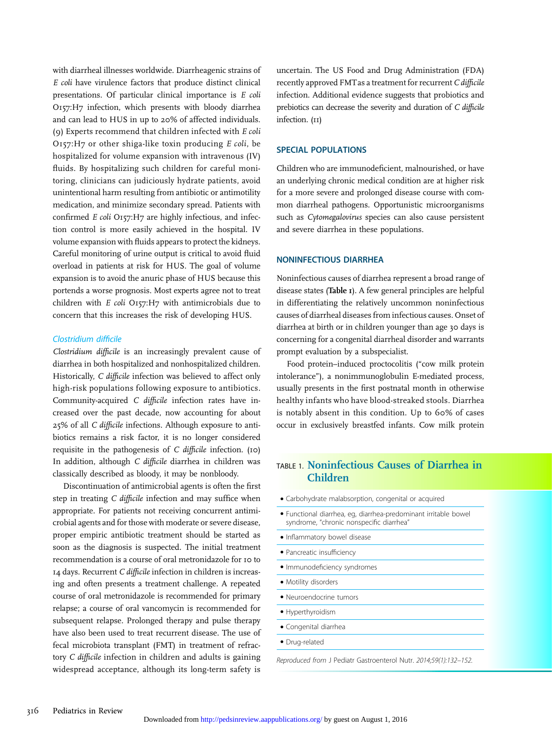with diarrheal illnesses worldwide. Diarrheagenic strains of *E coli* have virulence factors that produce distinct clinical presentations. Of particular clinical importance is *E coli* O157:H7 infection, which presents with bloody diarrhea and can lead to HUS in up to 20% of affected individuals. (9) Experts recommend that children infected with *E coli* O157:H7 or other shiga-like toxin producing *E coli*, be hospitalized for volume expansion with intravenous (IV) fluids. By hospitalizing such children for careful monitoring, clinicians can judiciously hydrate patients, avoid unintentional harm resulting from antibiotic or antimotility medication, and minimize secondary spread. Patients with confirmed *E coli* O157:H7 are highly infectious, and infection control is more easily achieved in the hospital. IV volume expansion with fluids appears to protect the kidneys. Careful monitoring of urine output is critical to avoid fluid overload in patients at risk for HUS. The goal of volume expansion is to avoid the anuric phase of HUS because this portends a worse prognosis. Most experts agree not to treat children with *E coli* O157:H7 with antimicrobials due to concern that this increases the risk of developing HUS.

### *Clostridium difficile*

*Clostridium difficile* is an increasingly prevalent cause of diarrhea in both hospitalized and nonhospitalized children. Historically, *C difficile* infection was believed to affect only high-risk populations following exposure to antibiotics. Community-acquired *C difficile* infection rates have increased over the past decade, now accounting for about 25% of all *C difficile* infections. Although exposure to antibiotics remains a risk factor, it is no longer considered requisite in the pathogenesis of *C difficile* infection. (10) In addition, although *C difficile* diarrhea in children was classically described as bloody, it may be nonbloody.

Discontinuation of antimicrobial agents is often the first step in treating *C difficile* infection and may suffice when appropriate. For patients not receiving concurrent antimicrobial agents and for those with moderate or severe disease, proper empiric antibiotic treatment should be started as soon as the diagnosis is suspected. The initial treatment recommendation is a course of oral metronidazole for 10 to 14 days. Recurrent *C difficile* infection in children is increasing and often presents a treatment challenge. A repeated course of oral metronidazole is recommended for primary relapse; a course of oral vancomycin is recommended for subsequent relapse. Prolonged therapy and pulse therapy have also been used to treat recurrent disease. The use of fecal microbiota transplant (FMT) in treatment of refractory *C difficile* infection in children and adults is gaining widespread acceptance, although its long-term safety is uncertain. The US Food and Drug Administration (FDA) recently approved FMT as a treatment for recurrent *C difficile* infection. Additional evidence suggests that probiotics and prebiotics can decrease the severity and duration of *C difficile* infection. (11)

## SPECIAL POPULATIONS

Children who are immunodeficient, malnourished, or have an underlying chronic medical condition are at higher risk for a more severe and prolonged disease course with common diarrheal pathogens. Opportunistic microorganisms such as *Cytomegalovirus* species can also cause persistent and severe diarrhea in these populations.

## NONINFECTIOUS DIARRHEA

Noninfectious causes of diarrhea represent a broad range of disease states (**Table 1**). A few general principles are helpful in differentiating the relatively uncommon noninfectious causes of diarrheal diseases from infectious causes. Onset of diarrhea at birth or in children younger than age 30 days is concerning for a congenital diarrheal disorder and warrants prompt evaluation by a subspecialist.

Food protein–induced proctocolitis ("cow milk protein intolerance"), a nonimmunoglobulin E-mediated process, usually presents in the first postnatal month in otherwise healthy infants who have blood-streaked stools. Diarrhea is notably absent in this condition. Up to 60% of cases occur in exclusively breastfed infants. Cow milk protein

TABLE 1. **Noninfectious Causes of Diarrhea in Children**

| |
|---|
| • Carbohydrate malabsorption, congenital or acquired |
| • Functional diarrhea, eg, diarrhea-predominant irritable bowel syndrome, "chronic nonspecific diarrhea" |
| • Inflammatory bowel disease |
| • Pancreatic insufficiency |
| • Immunodeficiency syndromes |
| • Motility disorders |
| • Neuroendocrine tumors |
| • Hyperthyroidism |
| • Congenital diarrhea |
| • Drug-related |

*Reproduced from* J Pediatr Gastroenterol Nutr. *2014;59(1):132–152.*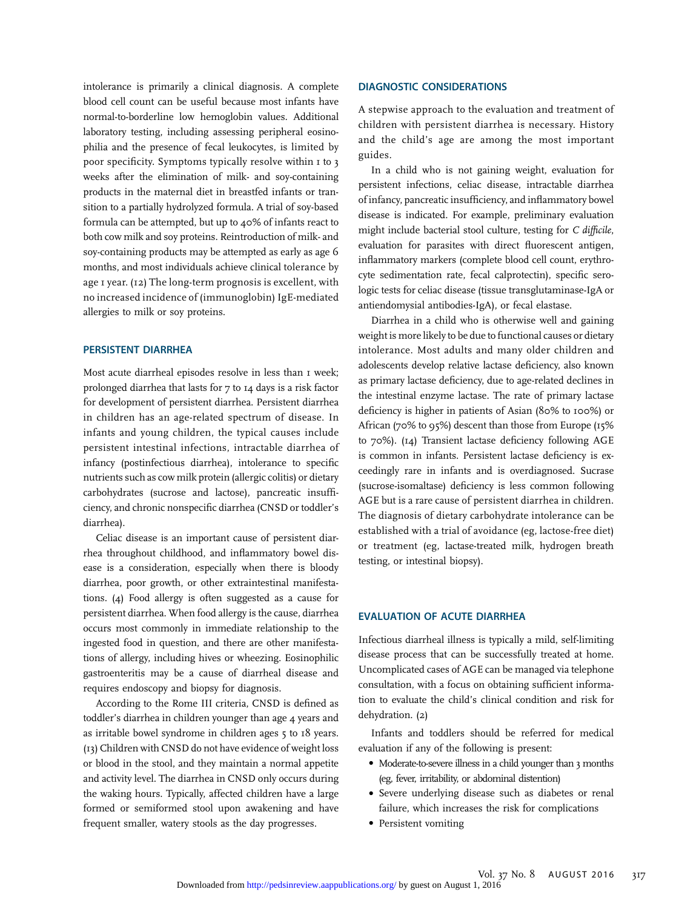intolerance is primarily a clinical diagnosis. A complete blood cell count can be useful because most infants have normal-to-borderline low hemoglobin values. Additional laboratory testing, including assessing peripheral eosinophilia and the presence of fecal leukocytes, is limited by poor specificity. Symptoms typically resolve within 1 to 3 weeks after the elimination of milk- and soy-containing products in the maternal diet in breastfed infants or transition to a partially hydrolyzed formula. A trial of soy-based formula can be attempted, but up to 40% of infants react to both cow milk and soy proteins. Reintroduction of milk- and soy-containing products may be attempted as early as age 6 months, and most individuals achieve clinical tolerance by age 1 year. (12) The long-term prognosis is excellent, with no increased incidence of (immunoglobin) IgE-mediated allergies to milk or soy proteins.

## PERSISTENT DIARRHEA

Most acute diarrheal episodes resolve in less than 1 week; prolonged diarrhea that lasts for 7 to 14 days is a risk factor for development of persistent diarrhea. Persistent diarrhea in children has an age-related spectrum of disease. In infants and young children, the typical causes include persistent intestinal infections, intractable diarrhea of infancy (postinfectious diarrhea), intolerance to specific nutrients such as cow milk protein (allergic colitis) or dietary carbohydrates (sucrose and lactose), pancreatic insufficiency, and chronic nonspecific diarrhea (CNSD or toddler's diarrhea).

Celiac disease is an important cause of persistent diarrhea throughout childhood, and inflammatory bowel disease is a consideration, especially when there is bloody diarrhea, poor growth, or other extraintestinal manifestations. (4) Food allergy is often suggested as a cause for persistent diarrhea. When food allergy is the cause, diarrhea occurs most commonly in immediate relationship to the ingested food in question, and there are other manifestations of allergy, including hives or wheezing. Eosinophilic gastroenteritis may be a cause of diarrheal disease and requires endoscopy and biopsy for diagnosis.

According to the Rome III criteria, CNSD is defined as toddler's diarrhea in children younger than age 4 years and as irritable bowel syndrome in children ages 5 to 18 years. (13) Children with CNSD do not have evidence of weight loss or blood in the stool, and they maintain a normal appetite and activity level. The diarrhea in CNSD only occurs during the waking hours. Typically, affected children have a large formed or semiformed stool upon awakening and have frequent smaller, watery stools as the day progresses.

## DIAGNOSTIC CONSIDERATIONS

A stepwise approach to the evaluation and treatment of children with persistent diarrhea is necessary. History and the child's age are among the most important guides.

In a child who is not gaining weight, evaluation for persistent infections, celiac disease, intractable diarrhea of infancy, pancreatic insufficiency, and inflammatory bowel disease is indicated. For example, preliminary evaluation might include bacterial stool culture, testing for *C difficile*, evaluation for parasites with direct fluorescent antigen, inflammatory markers (complete blood cell count, erythrocyte sedimentation rate, fecal calprotectin), specific serologic tests for celiac disease (tissue transglutaminase-IgA or antiendomysial antibodies-IgA), or fecal elastase.

Diarrhea in a child who is otherwise well and gaining weight is more likely to be due to functional causes or dietary intolerance. Most adults and many older children and adolescents develop relative lactase deficiency, also known as primary lactase deficiency, due to age-related declines in the intestinal enzyme lactase. The rate of primary lactase deficiency is higher in patients of Asian (80% to 100%) or African (70% to 95%) descent than those from Europe (15% to 70%). (14) Transient lactase deficiency following AGE is common in infants. Persistent lactase deficiency is exceedingly rare in infants and is overdiagnosed. Sucrase (sucrose-isomaltase) deficiency is less common following AGE but is a rare cause of persistent diarrhea in children. The diagnosis of dietary carbohydrate intolerance can be established with a trial of avoidance (eg, lactose-free diet) or treatment (eg, lactase-treated milk, hydrogen breath testing, or intestinal biopsy).

## EVALUATION OF ACUTE DIARRHEA

Infectious diarrheal illness is typically a mild, self-limiting disease process that can be successfully treated at home. Uncomplicated cases of AGE can be managed via telephone consultation, with a focus on obtaining sufficient information to evaluate the child's clinical condition and risk for dehydration. (2)

Infants and toddlers should be referred for medical evaluation if any of the following is present:

- Moderate-to-severe illness in a child younger than 3 months (eg, fever, irritability, or abdominal distention)
- Severe underlying disease such as diabetes or renal failure, which increases the risk for complications
- Persistent vomiting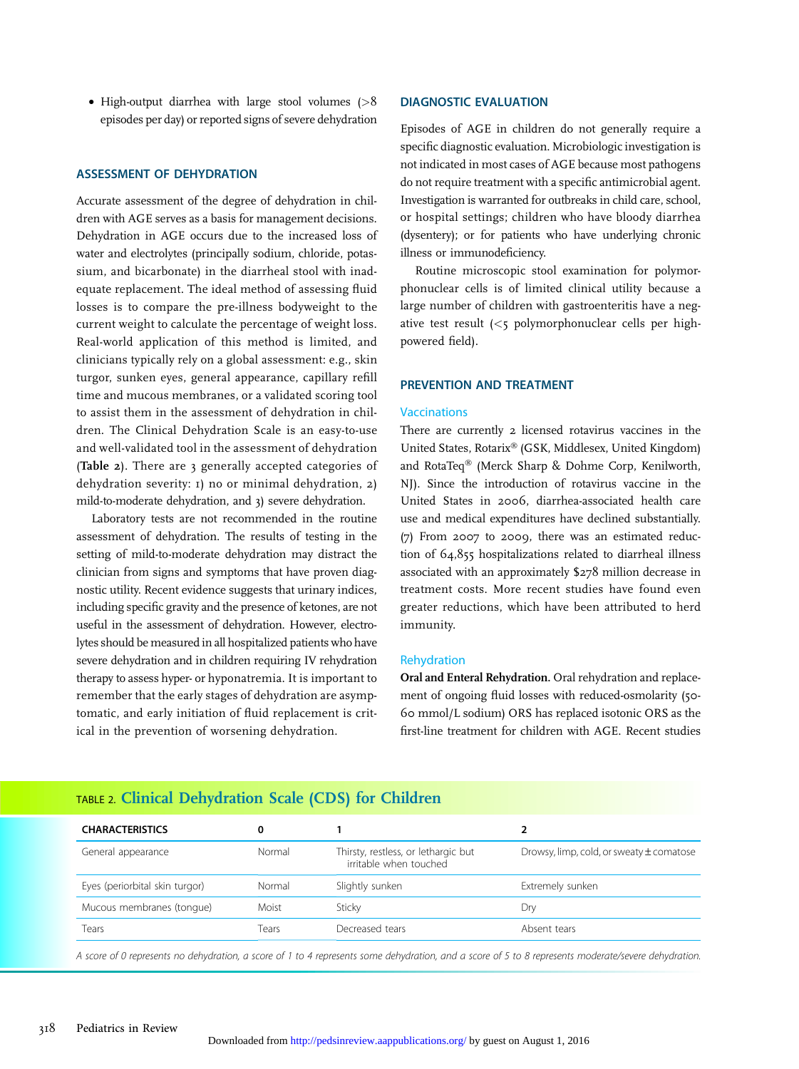- High-output diarrhea with large stool volumes (>8 episodes per day) or reported signs of severe dehydration

## ASSESSMENT OF DEHYDRATION

Accurate assessment of the degree of dehydration in children with AGE serves as a basis for management decisions. Dehydration in AGE occurs due to the increased loss of water and electrolytes (principally sodium, chloride, potassium, and bicarbonate) in the diarrheal stool with inadequate replacement. The ideal method of assessing fluid losses is to compare the pre-illness bodyweight to the current weight to calculate the percentage of weight loss. Real-world application of this method is limited, and clinicians typically rely on a global assessment: e.g., skin turgor, sunken eyes, general appearance, capillary refill time and mucous membranes, or a validated scoring tool to assist them in the assessment of dehydration in children. The Clinical Dehydration Scale is an easy-to-use and well-validated tool in the assessment of dehydration (**Table 2**). There are 3 generally accepted categories of dehydration severity: 1) no or minimal dehydration, 2) mild-to-moderate dehydration, and 3) severe dehydration.

Laboratory tests are not recommended in the routine assessment of dehydration. The results of testing in the setting of mild-to-moderate dehydration may distract the clinician from signs and symptoms that have proven diagnostic utility. Recent evidence suggests that urinary indices, including specific gravity and the presence of ketones, are not useful in the assessment of dehydration. However, electrolytes should be measured in all hospitalized patients who have severe dehydration and in children requiring IV rehydration therapy to assess hyper- or hyponatremia. It is important to remember that the early stages of dehydration are asymptomatic, and early initiation of fluid replacement is critical in the prevention of worsening dehydration.

## DIAGNOSTIC EVALUATION

Episodes of AGE in children do not generally require a specific diagnostic evaluation. Microbiologic investigation is not indicated in most cases of AGE because most pathogens do not require treatment with a specific antimicrobial agent. Investigation is warranted for outbreaks in child care, school, or hospital settings; children who have bloody diarrhea (dysentery); or for patients who have underlying chronic illness or immunodeficiency.

Routine microscopic stool examination for polymorphonuclear cells is of limited clinical utility because a large number of children with gastroenteritis have a negative test result (<5 polymorphonuclear cells per high-powered field).

## PREVENTION AND TREATMENT

### Vaccinations

There are currently 2 licensed rotavirus vaccines in the United States, Rotarix® (GSK, Middlesex, United Kingdom) and RotaTeq® (Merck Sharp & Dohme Corp, Kenilworth, NJ). Since the introduction of rotavirus vaccine in the United States in 2006, diarrhea-associated health care use and medical expenditures have declined substantially. (7) From 2007 to 2009, there was an estimated reduction of 64,855 hospitalizations related to diarrheal illness associated with an approximately $278 million decrease in treatment costs. More recent studies have found even greater reductions, which have been attributed to herd immunity.

### Rehydration

**Oral and Enteral Rehydration.** Oral rehydration and replacement of ongoing fluid losses with reduced-osmolarity (50-60 mmol/L sodium) ORS has replaced isotonic ORS as the first-line treatment for children with AGE. Recent studies

TABLE 2. **Clinical Dehydration Scale (CDS) for Children**

| CHARACTERISTICS | 0 | 1 | 2 |
|---|---|---|---|
| General appearance | Normal | Thirsty, restless, or lethargic but irritable when touched | Drowsy, limp, cold, or sweaty ± comatose |
| Eyes (periorbital skin turgor) | Normal | Slightly sunken | Extremely sunken |
| Mucous membranes (tongue) | Moist | Sticky | Dry |
| Tears | Tears | Decreased tears | Absent tears |

*A score of 0 represents no dehydration, a score of 1 to 4 represents some dehydration, and a score of 5 to 8 represents moderate/severe dehydration.*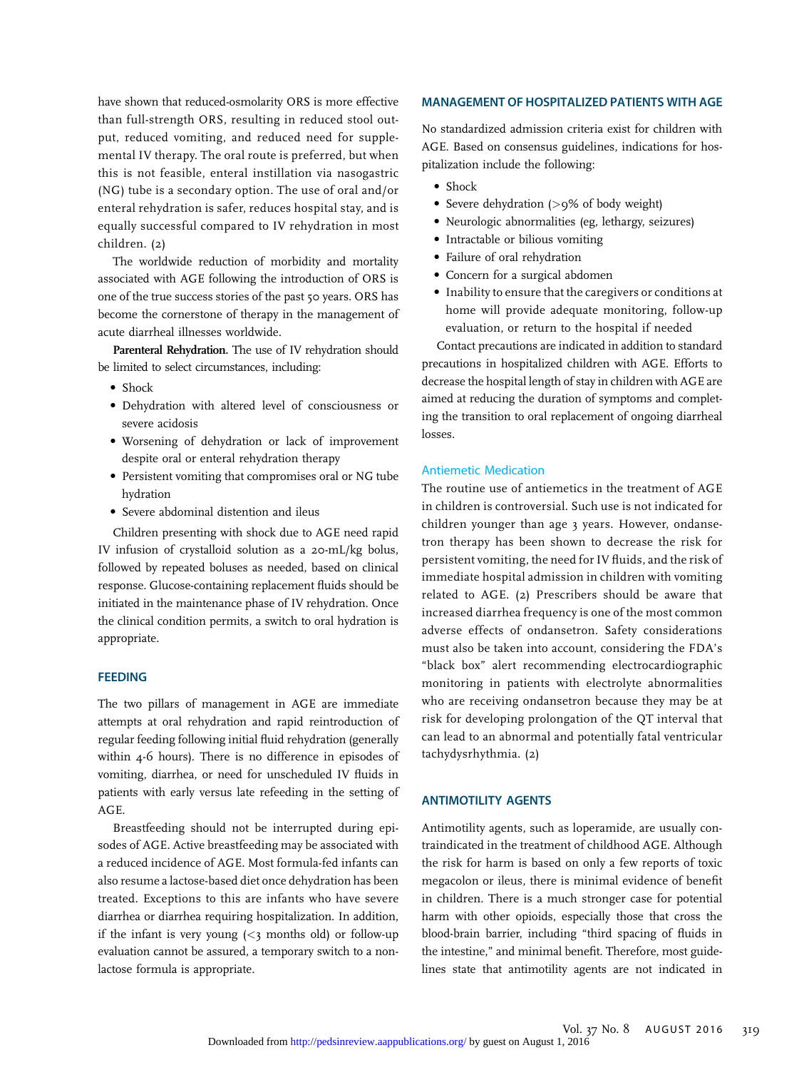have shown that reduced-osmolarity ORS is more effective than full-strength ORS, resulting in reduced stool output, reduced vomiting, and reduced need for supplemental IV therapy. The oral route is preferred, but when this is not feasible, enteral instillation via nasogastric (NG) tube is a secondary option. The use of oral and/or enteral rehydration is safer, reduces hospital stay, and is equally successful compared to IV rehydration in most children. (2)

The worldwide reduction of morbidity and mortality associated with AGE following the introduction of ORS is one of the true success stories of the past 50 years. ORS has become the cornerstone of therapy in the management of acute diarrheal illnesses worldwide.

**Parenteral Rehydration.** The use of IV rehydration should be limited to select circumstances, including:

- Shock
- Dehydration with altered level of consciousness or severe acidosis
- Worsening of dehydration or lack of improvement despite oral or enteral rehydration therapy
- Persistent vomiting that compromises oral or NG tube hydration
- Severe abdominal distention and ileus

Children presenting with shock due to AGE need rapid IV infusion of crystalloid solution as a 20-mL/kg bolus, followed by repeated boluses as needed, based on clinical response. Glucose-containing replacement fluids should be initiated in the maintenance phase of IV rehydration. Once the clinical condition permits, a switch to oral hydration is appropriate.

## FEEDING

The two pillars of management in AGE are immediate attempts at oral rehydration and rapid reintroduction of regular feeding following initial fluid rehydration (generally within 4-6 hours). There is no difference in episodes of vomiting, diarrhea, or need for unscheduled IV fluids in patients with early versus late refeeding in the setting of AGE.

Breastfeeding should not be interrupted during episodes of AGE. Active breastfeeding may be associated with a reduced incidence of AGE. Most formula-fed infants can also resume a lactose-based diet once dehydration has been treated. Exceptions to this are infants who have severe diarrhea or diarrhea requiring hospitalization. In addition, if the infant is very young (<3 months old) or follow-up evaluation cannot be assured, a temporary switch to a nonlactose formula is appropriate.

## MANAGEMENT OF HOSPITALIZED PATIENTS WITH AGE

No standardized admission criteria exist for children with AGE. Based on consensus guidelines, indications for hospitalization include the following:

- Shock
- Severe dehydration (>9% of body weight)
- Neurologic abnormalities (eg, lethargy, seizures)
- Intractable or bilious vomiting
- Failure of oral rehydration
- Concern for a surgical abdomen
- Inability to ensure that the caregivers or conditions at home will provide adequate monitoring, follow-up evaluation, or return to the hospital if needed

Contact precautions are indicated in addition to standard precautions in hospitalized children with AGE. Efforts to decrease the hospital length of stay in children with AGE are aimed at reducing the duration of symptoms and completing the transition to oral replacement of ongoing diarrheal losses.

### Antiemetic Medication

The routine use of antiemetics in the treatment of AGE in children is controversial. Such use is not indicated for children younger than age 3 years. However, ondansetron therapy has been shown to decrease the risk for persistent vomiting, the need for IV fluids, and the risk of immediate hospital admission in children with vomiting related to AGE. (2) Prescribers should be aware that increased diarrhea frequency is one of the most common adverse effects of ondansetron. Safety considerations must also be taken into account, considering the FDA's "black box" alert recommending electrocardiographic monitoring in patients with electrolyte abnormalities who are receiving ondansetron because they may be at risk for developing prolongation of the QT interval that can lead to an abnormal and potentially fatal ventricular tachydysrhythmia. (2)

## ANTIMOTILITY AGENTS

Antimotility agents, such as loperamide, are usually contraindicated in the treatment of childhood AGE. Although the risk for harm is based on only a few reports of toxic megacolon or ileus, there is minimal evidence of benefit in children. There is a much stronger case for potential harm with other opioids, especially those that cross the blood-brain barrier, including "third spacing of fluids in the intestine," and minimal benefit. Therefore, most guidelines state that antimotility agents are not indicated in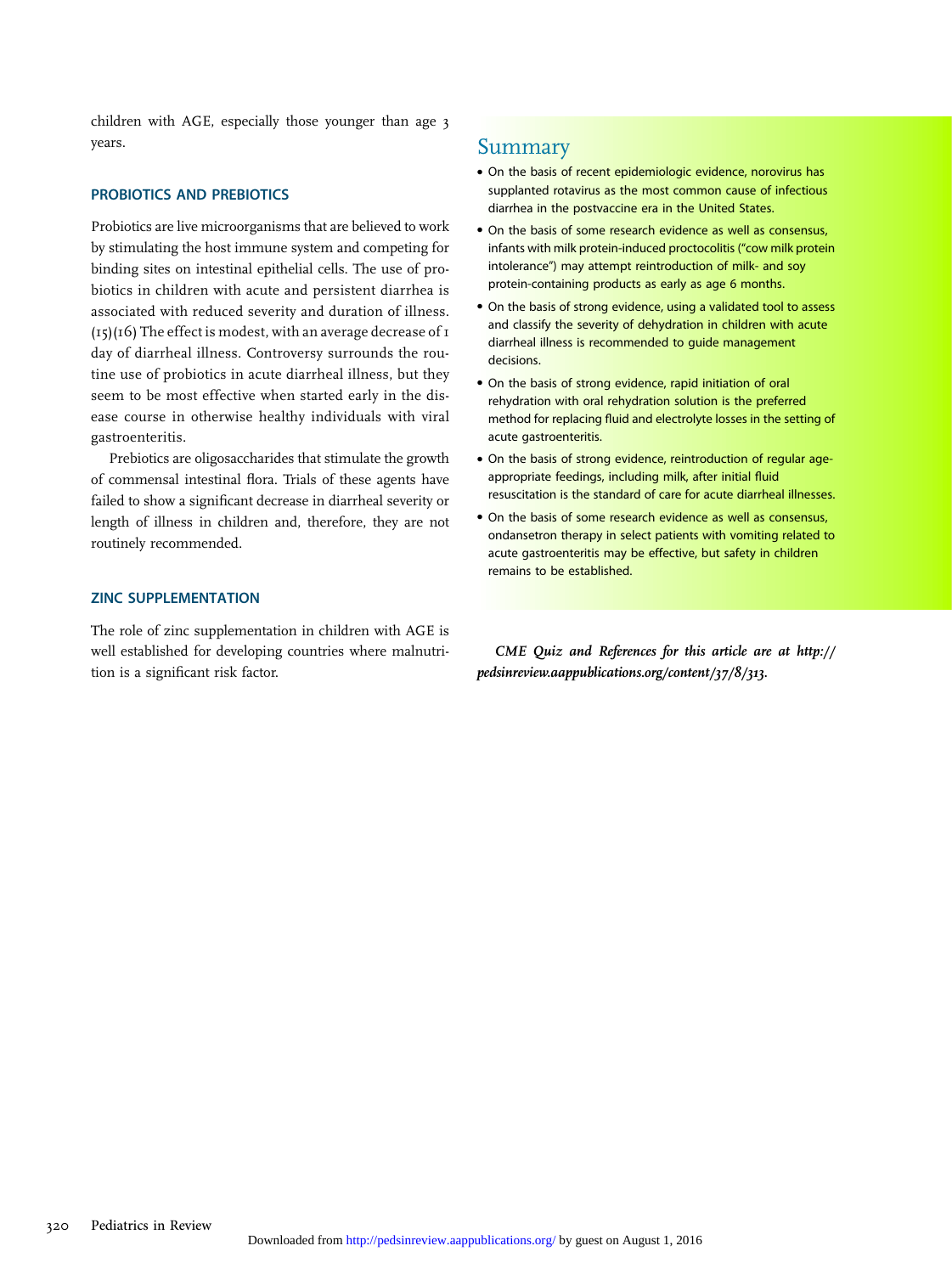children with AGE, especially those younger than age 3 years.

### PROBIOTICS AND PREBIOTICS

Probiotics are live microorganisms that are believed to work by stimulating the host immune system and competing for binding sites on intestinal epithelial cells. The use of probiotics in children with acute and persistent diarrhea is associated with reduced severity and duration of illness. (15)(16) The effect is modest, with an average decrease of 1 day of diarrheal illness. Controversy surrounds the routine use of probiotics in acute diarrheal illness, but they seem to be most effective when started early in the disease course in otherwise healthy individuals with viral gastroenteritis.

Prebiotics are oligosaccharides that stimulate the growth of commensal intestinal flora. Trials of these agents have failed to show a significant decrease in diarrheal severity or length of illness in children and, therefore, they are not routinely recommended.

### ZINC SUPPLEMENTATION

The role of zinc supplementation in children with AGE is well established for developing countries where malnutrition is a significant risk factor.

## Summary

- On the basis of recent epidemiologic evidence, norovirus has supplanted rotavirus as the most common cause of infectious diarrhea in the postvaccine era in the United States.
- On the basis of some research evidence as well as consensus, infants with milk protein-induced proctocolitis ("cow milk protein intolerance") may attempt reintroduction of milk- and soy protein-containing products as early as age 6 months.
- On the basis of strong evidence, using a validated tool to assess and classify the severity of dehydration in children with acute diarrheal illness is recommended to guide management decisions.
- On the basis of strong evidence, rapid initiation of oral rehydration with oral rehydration solution is the preferred method for replacing fluid and electrolyte losses in the setting of acute gastroenteritis.
- On the basis of strong evidence, reintroduction of regular age-appropriate feedings, including milk, after initial fluid resuscitation is the standard of care for acute diarrheal illnesses.
- On the basis of some research evidence as well as consensus, ondansetron therapy in select patients with vomiting related to acute gastroenteritis may be effective, but safety in children remains to be established.

***CME Quiz and References for this article are at http://pedsinreview.aappublications.org/content/37/8/313.***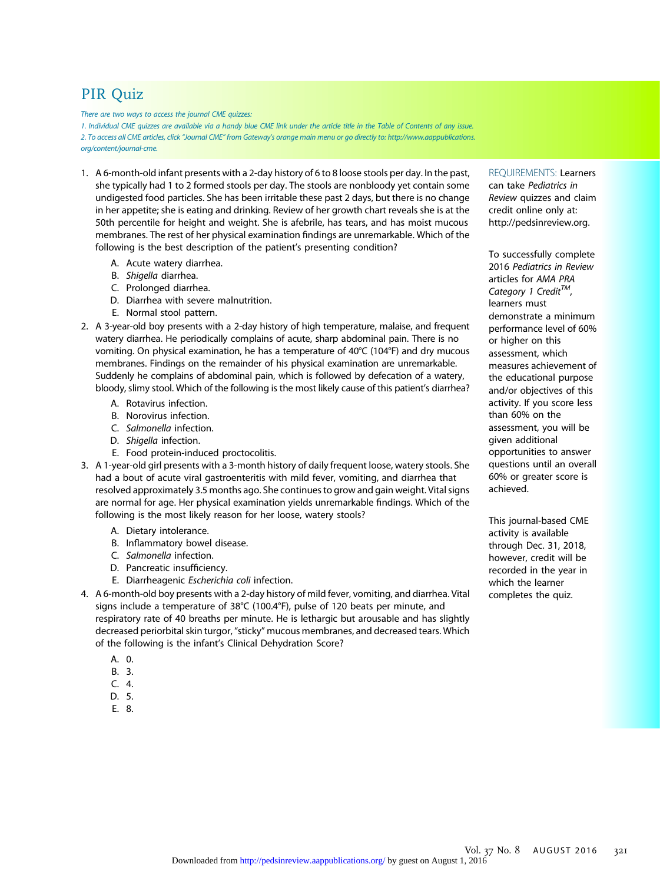# PIR Quiz

*There are two ways to access the journal CME quizzes:*

*1. Individual CME quizzes are available via a handy blue CME link under the article title in the Table of Contents of any issue.*

*2. To access all CME articles, click "Journal CME" from Gateway's orange main menu or go directly to: http://www.aappublications.org/content/journal-cme.*

1. A 6-month-old infant presents with a 2-day history of 6 to 8 loose stools per day. In the past, she typically had 1 to 2 formed stools per day. The stools are nonbloody yet contain some undigested food particles. She has been irritable these past 2 days, but there is no change in her appetite; she is eating and drinking. Review of her growth chart reveals she is at the 50th percentile for height and weight. She is afebrile, has tears, and has moist mucous membranes. The rest of her physical examination findings are unremarkable. Which of the following is the best description of the patient's presenting condition?
   - A. Acute watery diarrhea.
   - B. *Shigella* diarrhea.
   - C. Prolonged diarrhea.
   - D. Diarrhea with severe malnutrition.
   - E. Normal stool pattern.
2. A 3-year-old boy presents with a 2-day history of high temperature, malaise, and frequent watery diarrhea. He periodically complains of acute, sharp abdominal pain. There is no vomiting. On physical examination, he has a temperature of 40°C (104°F) and dry mucous membranes. Findings on the remainder of his physical examination are unremarkable. Suddenly he complains of abdominal pain, which is followed by defecation of a watery, bloody, slimy stool. Which of the following is the most likely cause of this patient's diarrhea?
   - A. Rotavirus infection.
   - B. Norovirus infection.
   - C. *Salmonella* infection.
   - D. *Shigella* infection.
   - E. Food protein-induced proctocolitis.
3. A 1-year-old girl presents with a 3-month history of daily frequent loose, watery stools. She had a bout of acute viral gastroenteritis with mild fever, vomiting, and diarrhea that resolved approximately 3.5 months ago. She continues to grow and gain weight. Vital signs are normal for age. Her physical examination yields unremarkable findings. Which of the following is the most likely reason for her loose, watery stools?
   - A. Dietary intolerance.
   - B. Inflammatory bowel disease.
   - C. *Salmonella* infection.
   - D. Pancreatic insufficiency.
   - E. Diarrheagenic *Escherichia coli* infection.
4. A 6-month-old boy presents with a 2-day history of mild fever, vomiting, and diarrhea. Vital signs include a temperature of 38°C (100.4°F), pulse of 120 beats per minute, and respiratory rate of 40 breaths per minute. He is lethargic but arousable and has slightly decreased periorbital skin turgor, "sticky" mucous membranes, and decreased tears. Which of the following is the infant's Clinical Dehydration Score?
   - A. 0.
   - B. 3.
   - C. 4.
   - D. 5.
   - E. 8.

REQUIREMENTS: Learners can take *Pediatrics in Review* quizzes and claim credit online only at: http://pedsinreview.org.

To successfully complete 2016 *Pediatrics in Review* articles for *AMA PRA Category 1 Credit*™, learners must demonstrate a minimum performance level of 60% or higher on this assessment, which measures achievement of the educational purpose and/or objectives of this activity. If you score less than 60% on the assessment, you will be given additional opportunities to answer questions until an overall 60% or greater score is achieved.

This journal-based CME activity is available through Dec. 31, 2018, however, credit will be recorded in the year in which the learner completes the quiz.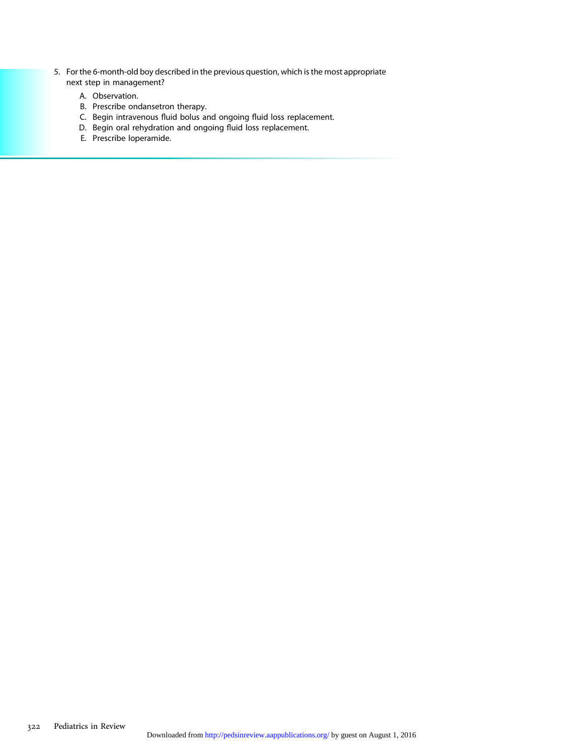5. For the 6-month-old boy described in the previous question, which is the most appropriate next step in management?

   A. Observation.
   B. Prescribe ondansetron therapy.
   C. Begin intravenous fluid bolus and ongoing fluid loss replacement.
   D. Begin oral rehydration and ongoing fluid loss replacement.
   E. Prescribe loperamide.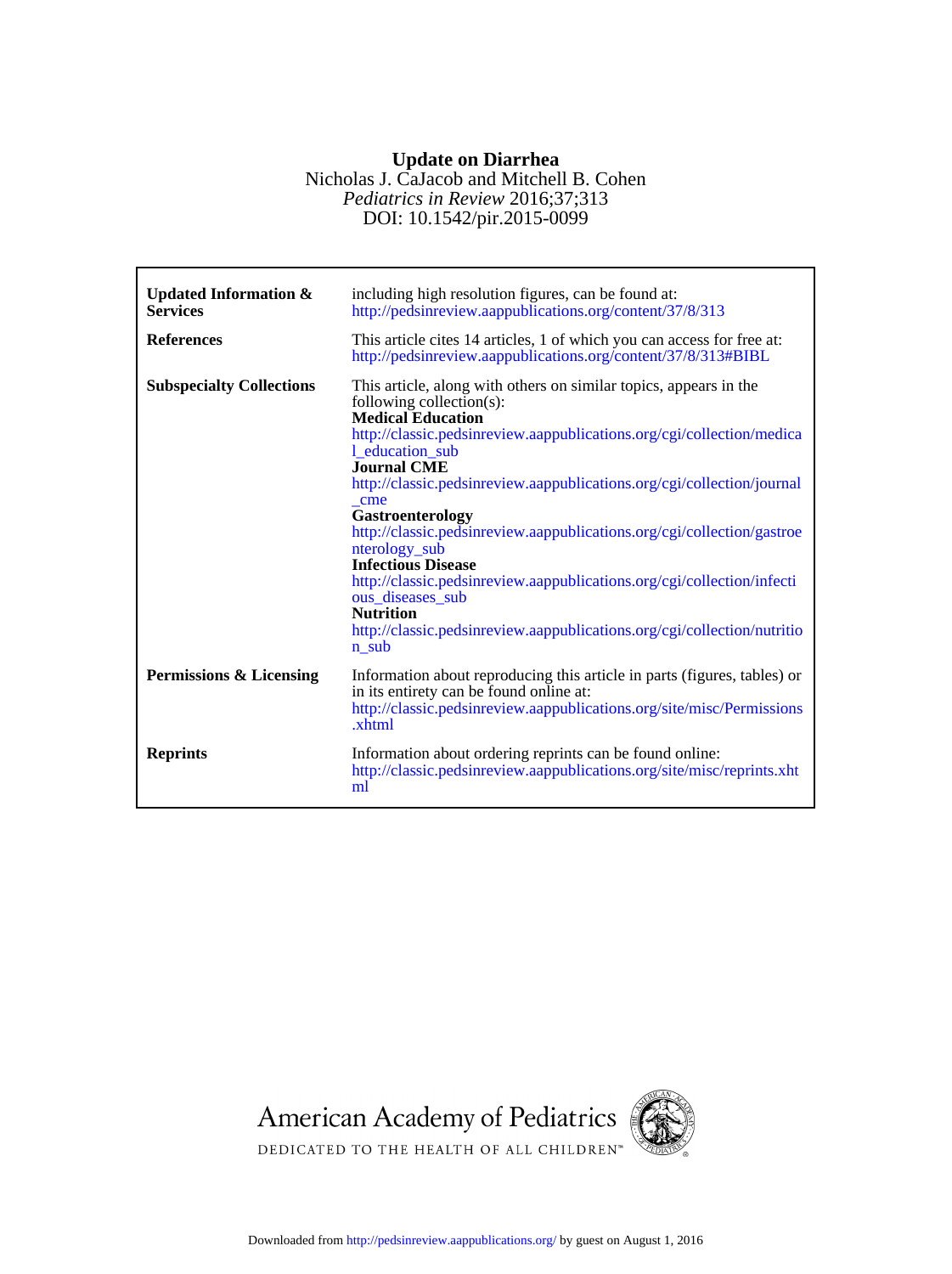# Update on Diarrhea

Nicholas J. CaJacob and Mitchell B. Cohen

*Pediatrics in Review* 2016;37;313

DOI: 10.1542/pir.2015-0099

| | |
|---|---|
| **Updated Information & Services** | including high resolution figures, can be found at: http://pedsinreview.aappublications.org/content/37/8/313 |
| **References** | This article cites 14 articles, 1 of which you can access for free at: http://pedsinreview.aappublications.org/content/37/8/313#BIBL |
| **Subspecialty Collections** | This article, along with others on similar topics, appears in the following collection(s): **Medical Education** http://classic.pedsinreview.aappublications.org/cgi/collection/medical_education_sub **Journal CME** http://classic.pedsinreview.aappublications.org/cgi/collection/journal_cme **Gastroenterology** http://classic.pedsinreview.aappublications.org/cgi/collection/gastroenterology_sub **Infectious Disease** http://classic.pedsinreview.aappublications.org/cgi/collection/infectious_diseases_sub **Nutrition** http://classic.pedsinreview.aappublications.org/cgi/collection/nutrition_sub |
| **Permissions & Licensing** | Information about reproducing this article in parts (figures, tables) or in its entirety can be found online at: http://classic.pedsinreview.aappublications.org/site/misc/Permissions.xhtml |
| **Reprints** | Information about ordering reprints can be found online: http://classic.pedsinreview.aappublications.org/site/misc/reprints.xhtml |

American Academy of Pediatrics

DEDICATED TO THE HEALTH OF ALL CHILDREN™

Downloaded from http://pedsinreview.aappublications.org/ by guest on August 1, 2016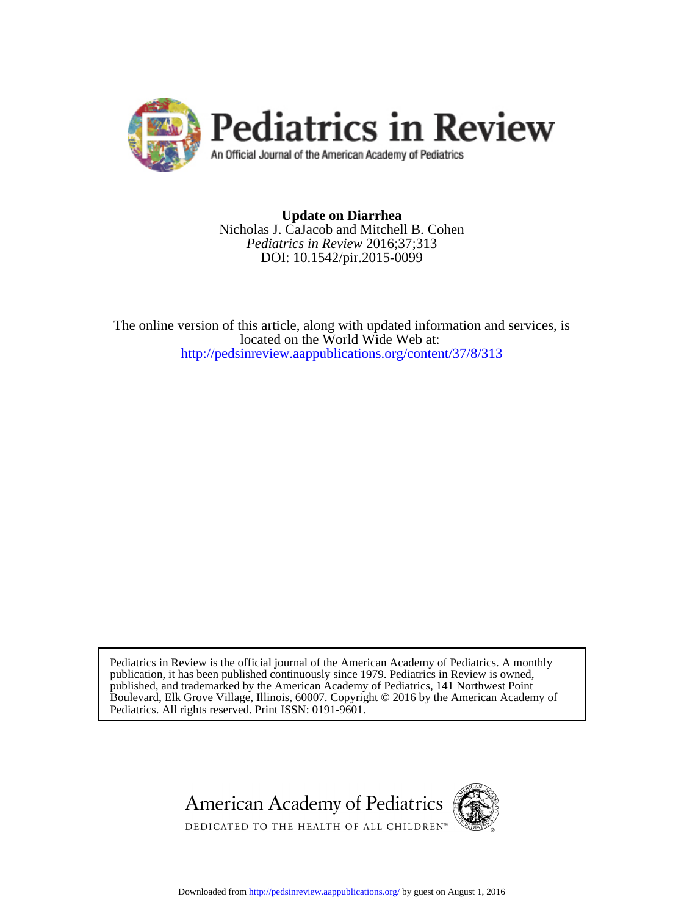# Pediatrics in Review

An Official Journal of the American Academy of Pediatrics

**Update on Diarrhea**

Nicholas J. CaJacob and Mitchell B. Cohen

*Pediatrics in Review* 2016;37;313

DOI: 10.1542/pir.2015-0099

The online version of this article, along with updated information and services, is located on the World Wide Web at:

http://pedsinreview.aappublications.org/content/37/8/313

Pediatrics in Review is the official journal of the American Academy of Pediatrics. A monthly publication, it has been published continuously since 1979. Pediatrics in Review is owned, published, and trademarked by the American Academy of Pediatrics, 141 Northwest Point Boulevard, Elk Grove Village, Illinois, 60007. Copyright © 2016 by the American Academy of Pediatrics. All rights reserved. Print ISSN: 0191-9601.

American Academy of Pediatrics

DEDICATED TO THE HEALTH OF ALL CHILDREN™

Downloaded from http://pedsinreview.aappublications.org/ by guest on August 1, 2016